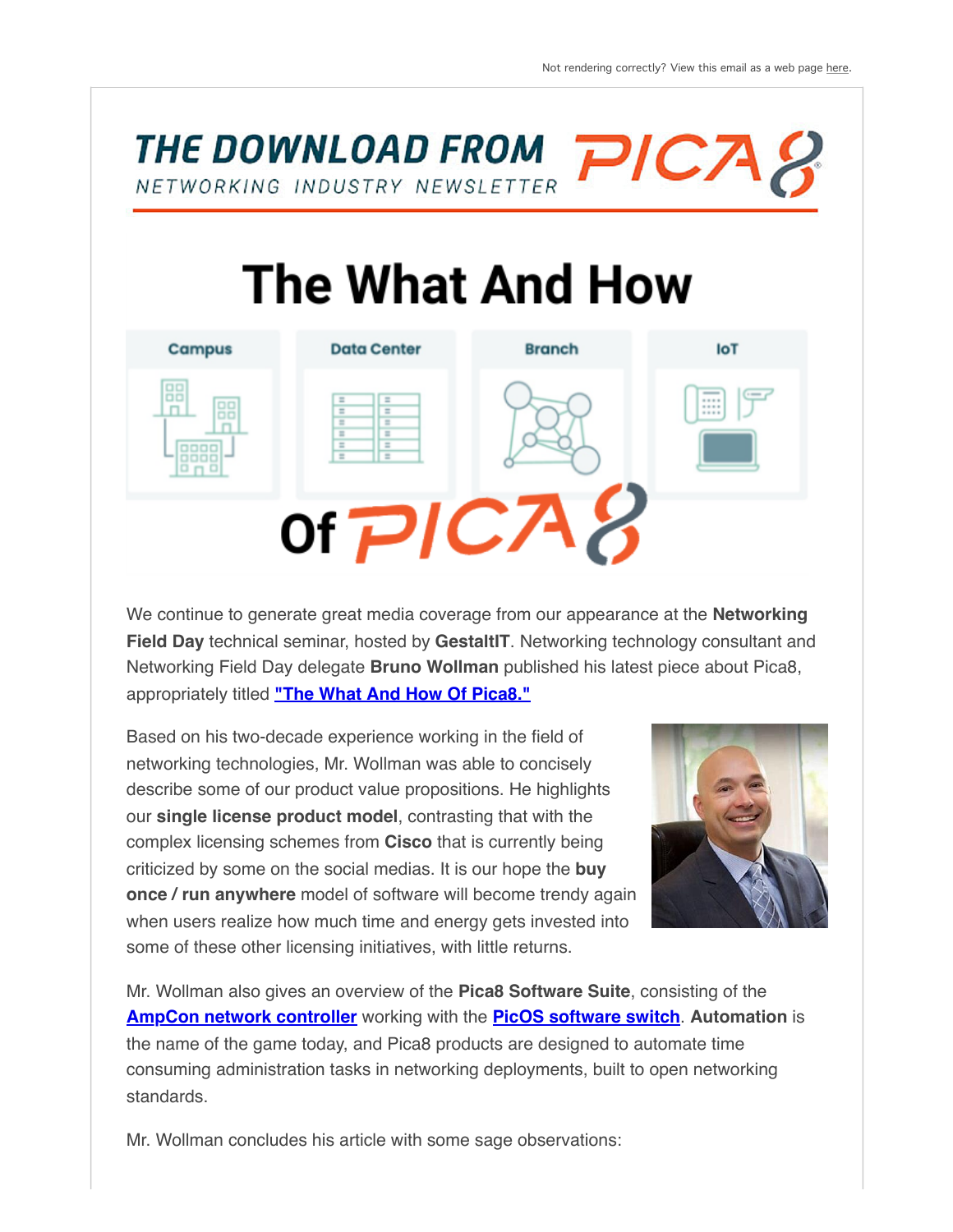Not rendering correctly? View this email as a web page here.

# THE DOWNLOAD FROM PICA8

NETWORKING INDUSTRY NEWSLETTER

## The What And How Of PICA8

Campus | Data Center | Branch | IoT

We continue to generate great media coverage from our appearance at the **Networking Field Day** technical seminar, hosted by **GestaltIT**. Networking technology consultant and Networking Field Day delegate **Bruno Wollman** published his latest piece about Pica8, appropriately titled **"The What And How Of Pica8."**

Based on his two-decade experience working in the field of networking technologies, Mr. Wollman was able to concisely describe some of our product value propositions. He highlights our **single license product model**, contrasting that with the complex licensing schemes from **Cisco** that is currently being criticized by some on the social medias. It is our hope the **buy once / run anywhere** model of software will become trendy again when users realize how much time and energy gets invested into some of these other licensing initiatives, with little returns.

Mr. Wollman also gives an overview of the **Pica8 Software Suite**, consisting of the **AmpCon network controller** working with the **PicOS software switch**. **Automation** is the name of the game today, and Pica8 products are designed to automate time consuming administration tasks in networking deployments, built to open networking standards.

Mr. Wollman concludes his article with some sage observations: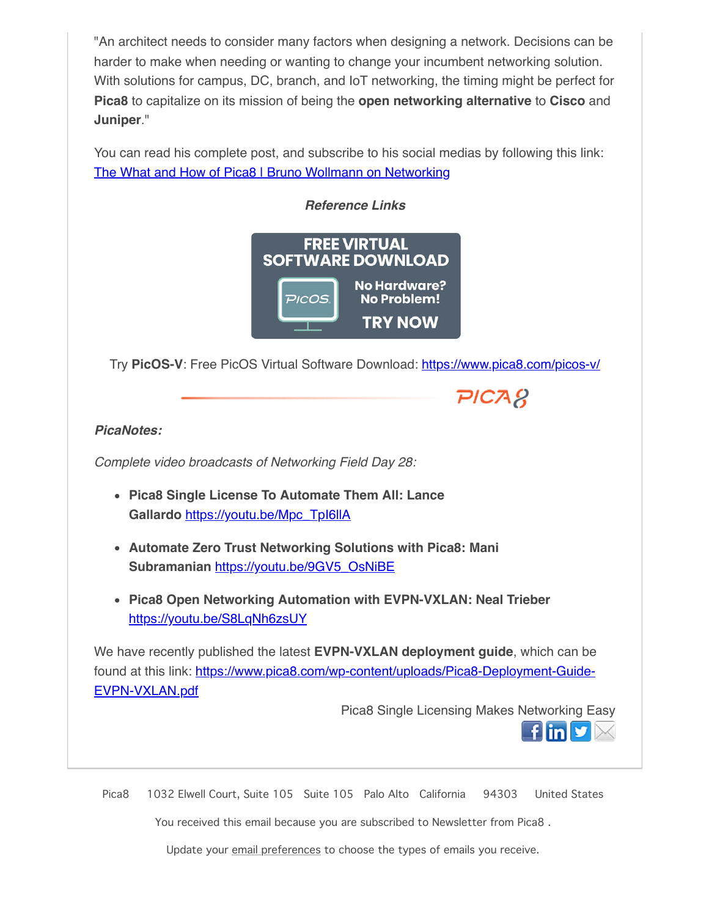"An architect needs to consider many factors when designing a network. Decisions can be harder to make when needing or wanting to change your incumbent networking solution. With solutions for campus, DC, branch, and IoT networking, the timing might be perfect for **Pica8** to capitalize on its mission of being the **open networking alternative** to **Cisco** and **Juniper**."

You can read his complete post, and subscribe to his social medias by following this link: The What and How of Pica8 I Bruno Wollmann on Networking

***Reference Links***

Try **PicOS-V**: Free PicOS Virtual Software Download: https://www.pica8.com/picos-v/

***PicaNotes:***

*Complete video broadcasts of Networking Field Day 28:*

- **Pica8 Single License To Automate Them All: Lance Gallardo** https://youtu.be/Mpc_TpI6llA
- **Automate Zero Trust Networking Solutions with Pica8: Mani Subramanian** https://youtu.be/9GV5_OsNiBE
- **Pica8 Open Networking Automation with EVPN-VXLAN: Neal Trieber** https://youtu.be/S8LqNh6zsUY

We have recently published the latest **EVPN-VXLAN deployment guide**, which can be found at this link: https://www.pica8.com/wp-content/uploads/Pica8-Deployment-Guide-EVPN-VXLAN.pdf

Pica8 Single Licensing Makes Networking Easy

Pica8 1032 Elwell Court, Suite 105 Suite 105 Palo Alto California 94303 United States

You received this email because you are subscribed to Newsletter from Pica8 .

Update your email preferences to choose the types of emails you receive.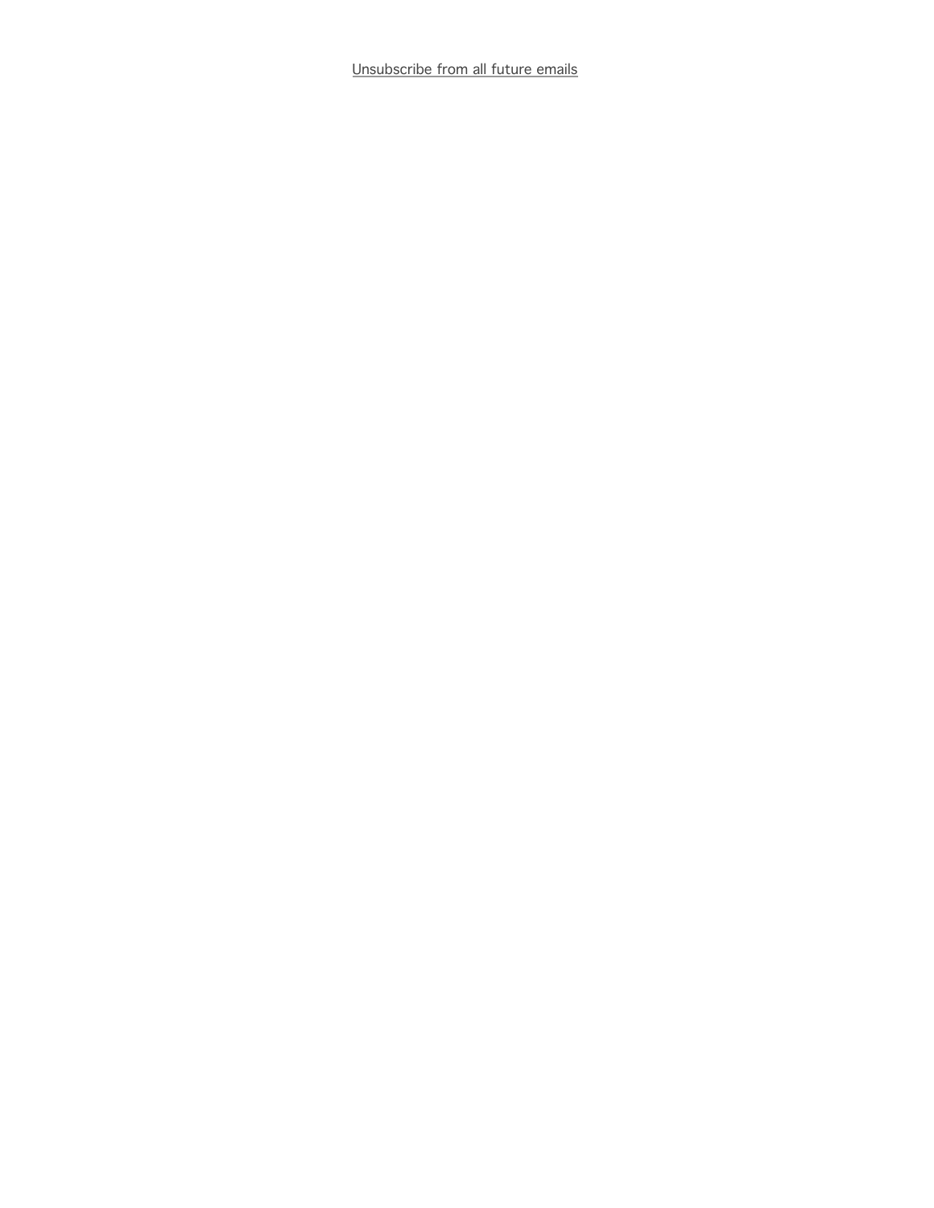Unsubscribe from all future emails